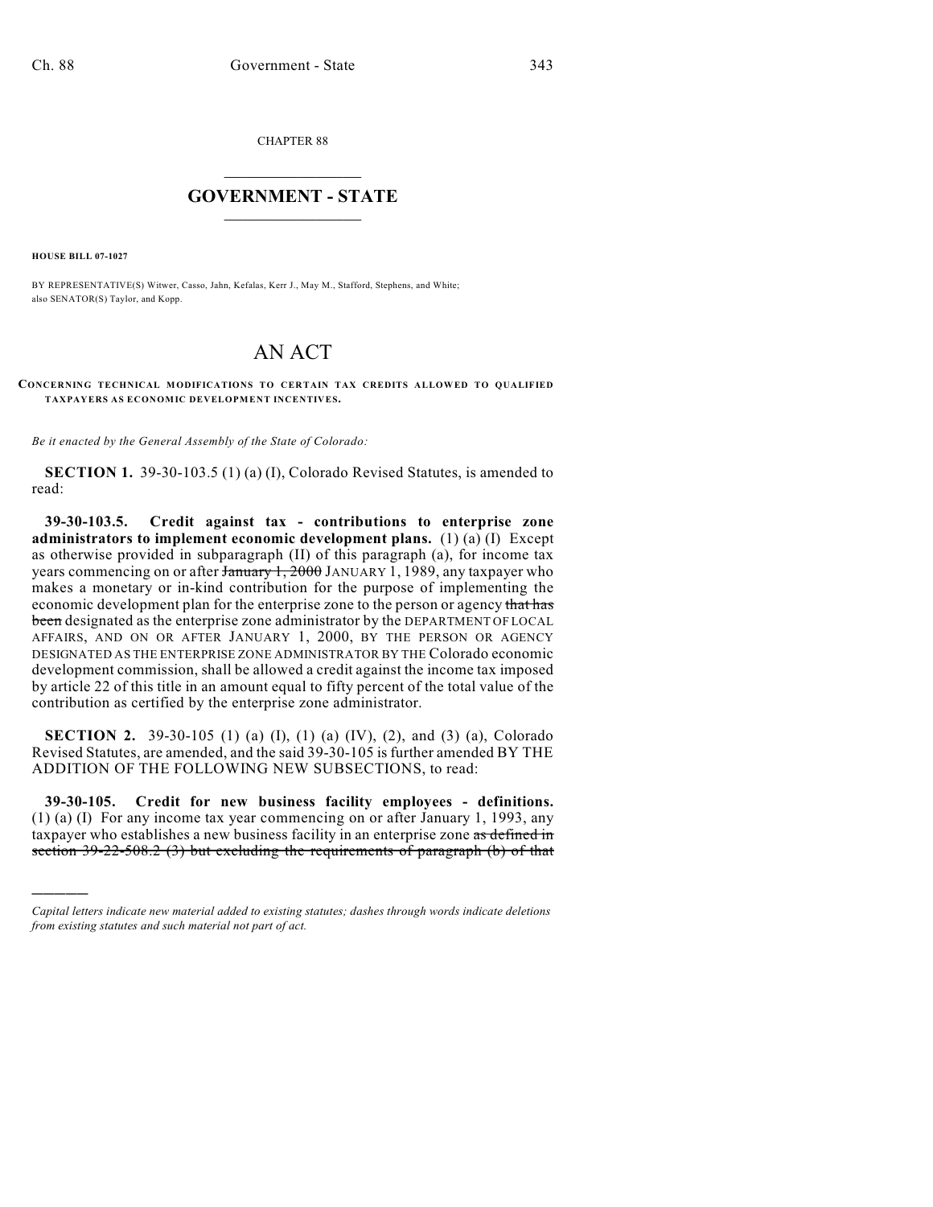CHAPTER 88

# GOVERNMENT - STATE

**HOUSE BILL 07-1027**

BY REPRESENTATIVE(S) Witwer, Casso, Jahn, Kefalas, Kerr J., May M., Stafford, Stephens, and White; also SENATOR(S) Taylor, and Kopp.

# AN ACT

**CONCERNING TECHNICAL MODIFICATIONS TO CERTAIN TAX CREDITS ALLOWED TO QUALIFIED TAXPAYERS AS ECONOMIC DEVELOPMENT INCENTIVES.**

*Be it enacted by the General Assembly of the State of Colorado:*

**SECTION 1.** 39-30-103.5 (1) (a) (I), Colorado Revised Statutes, is amended to read:

**39-30-103.5. Credit against tax - contributions to enterprise zone administrators to implement economic development plans.** (1) (a) (I) Except as otherwise provided in subparagraph (II) of this paragraph (a), for income tax years commencing on or after ~~January 1, 2000~~ JANUARY 1, 1989, any taxpayer who makes a monetary or in-kind contribution for the purpose of implementing the economic development plan for the enterprise zone to the person or agency ~~that has been~~ designated as the enterprise zone administrator by the DEPARTMENT OF LOCAL AFFAIRS, AND ON OR AFTER JANUARY 1, 2000, BY THE PERSON OR AGENCY DESIGNATED AS THE ENTERPRISE ZONE ADMINISTRATOR BY THE Colorado economic development commission, shall be allowed a credit against the income tax imposed by article 22 of this title in an amount equal to fifty percent of the total value of the contribution as certified by the enterprise zone administrator.

**SECTION 2.** 39-30-105 (1) (a) (I), (1) (a) (IV), (2), and (3) (a), Colorado Revised Statutes, are amended, and the said 39-30-105 is further amended BY THE ADDITION OF THE FOLLOWING NEW SUBSECTIONS, to read:

**39-30-105. Credit for new business facility employees - definitions.** (1) (a) (I) For any income tax year commencing on or after January 1, 1993, any taxpayer who establishes a new business facility in an enterprise zone ~~as defined in section 39-22-508.2 (3) but excluding the requirements of paragraph (b) of that~~

---

*Capital letters indicate new material added to existing statutes; dashes through words indicate deletions from existing statutes and such material not part of act.*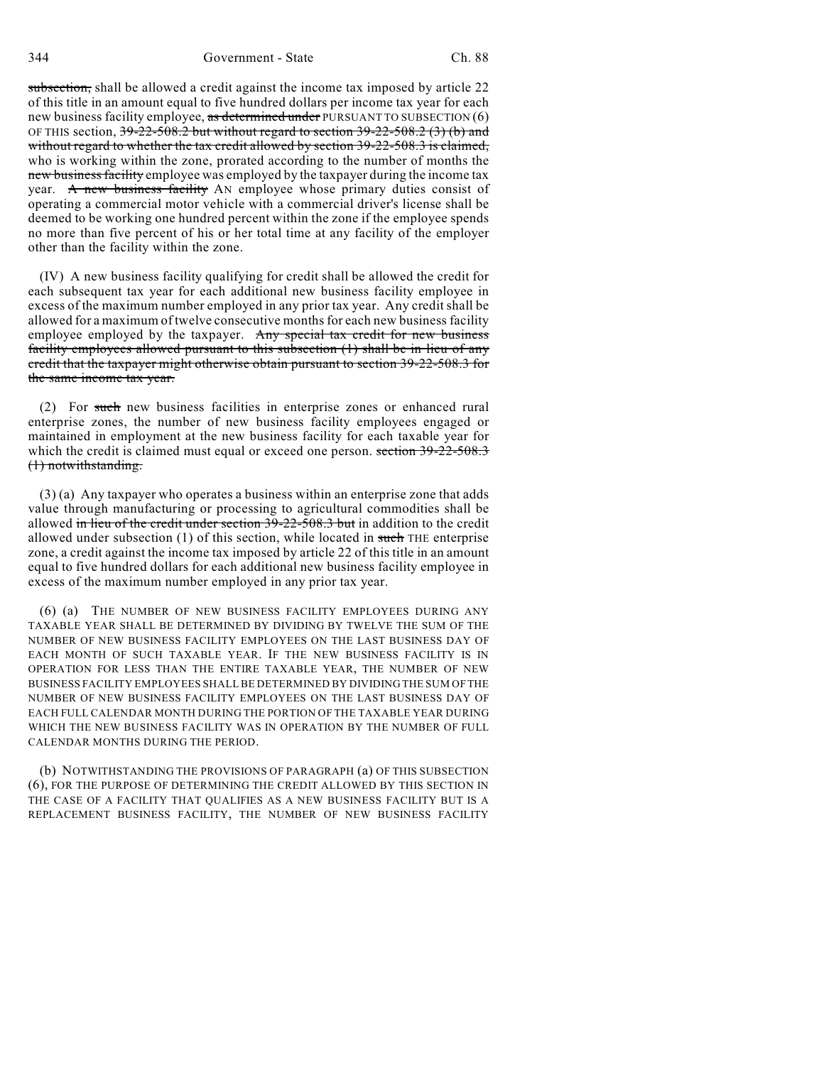~~subsection,~~ shall be allowed a credit against the income tax imposed by article 22 of this title in an amount equal to five hundred dollars per income tax year for each new business facility employee, ~~as determined under~~ PURSUANT TO SUBSECTION (6) OF THIS section, ~~39-22-508.2 but without regard to section 39-22-508.2 (3) (b) and without regard to whether the tax credit allowed by section 39-22-508.3 is claimed,~~ who is working within the zone, prorated according to the number of months the ~~new business facility~~ employee was employed by the taxpayer during the income tax year. ~~A new business facility~~ AN employee whose primary duties consist of operating a commercial motor vehicle with a commercial driver's license shall be deemed to be working one hundred percent within the zone if the employee spends no more than five percent of his or her total time at any facility of the employer other than the facility within the zone.

(IV) A new business facility qualifying for credit shall be allowed the credit for each subsequent tax year for each additional new business facility employee in excess of the maximum number employed in any prior tax year. Any credit shall be allowed for a maximum of twelve consecutive months for each new business facility employee employed by the taxpayer. ~~Any special tax credit for new business facility employees allowed pursuant to this subsection (1) shall be in lieu of any credit that the taxpayer might otherwise obtain pursuant to section 39-22-508.3 for the same income tax year.~~

(2) For ~~such~~ new business facilities in enterprise zones or enhanced rural enterprise zones, the number of new business facility employees engaged or maintained in employment at the new business facility for each taxable year for which the credit is claimed must equal or exceed one person. ~~section 39-22-508.3 (1) notwithstanding.~~

(3) (a) Any taxpayer who operates a business within an enterprise zone that adds value through manufacturing or processing to agricultural commodities shall be allowed ~~in lieu of the credit under section 39-22-508.3 but~~ in addition to the credit allowed under subsection (1) of this section, while located in ~~such~~ THE enterprise zone, a credit against the income tax imposed by article 22 of this title in an amount equal to five hundred dollars for each additional new business facility employee in excess of the maximum number employed in any prior tax year.

(6) (a) THE NUMBER OF NEW BUSINESS FACILITY EMPLOYEES DURING ANY TAXABLE YEAR SHALL BE DETERMINED BY DIVIDING BY TWELVE THE SUM OF THE NUMBER OF NEW BUSINESS FACILITY EMPLOYEES ON THE LAST BUSINESS DAY OF EACH MONTH OF SUCH TAXABLE YEAR. IF THE NEW BUSINESS FACILITY IS IN OPERATION FOR LESS THAN THE ENTIRE TAXABLE YEAR, THE NUMBER OF NEW BUSINESS FACILITY EMPLOYEES SHALL BE DETERMINED BY DIVIDING THE SUM OF THE NUMBER OF NEW BUSINESS FACILITY EMPLOYEES ON THE LAST BUSINESS DAY OF EACH FULL CALENDAR MONTH DURING THE PORTION OF THE TAXABLE YEAR DURING WHICH THE NEW BUSINESS FACILITY WAS IN OPERATION BY THE NUMBER OF FULL CALENDAR MONTHS DURING THE PERIOD.

(b) NOTWITHSTANDING THE PROVISIONS OF PARAGRAPH (a) OF THIS SUBSECTION (6), FOR THE PURPOSE OF DETERMINING THE CREDIT ALLOWED BY THIS SECTION IN THE CASE OF A FACILITY THAT QUALIFIES AS A NEW BUSINESS FACILITY BUT IS A REPLACEMENT BUSINESS FACILITY, THE NUMBER OF NEW BUSINESS FACILITY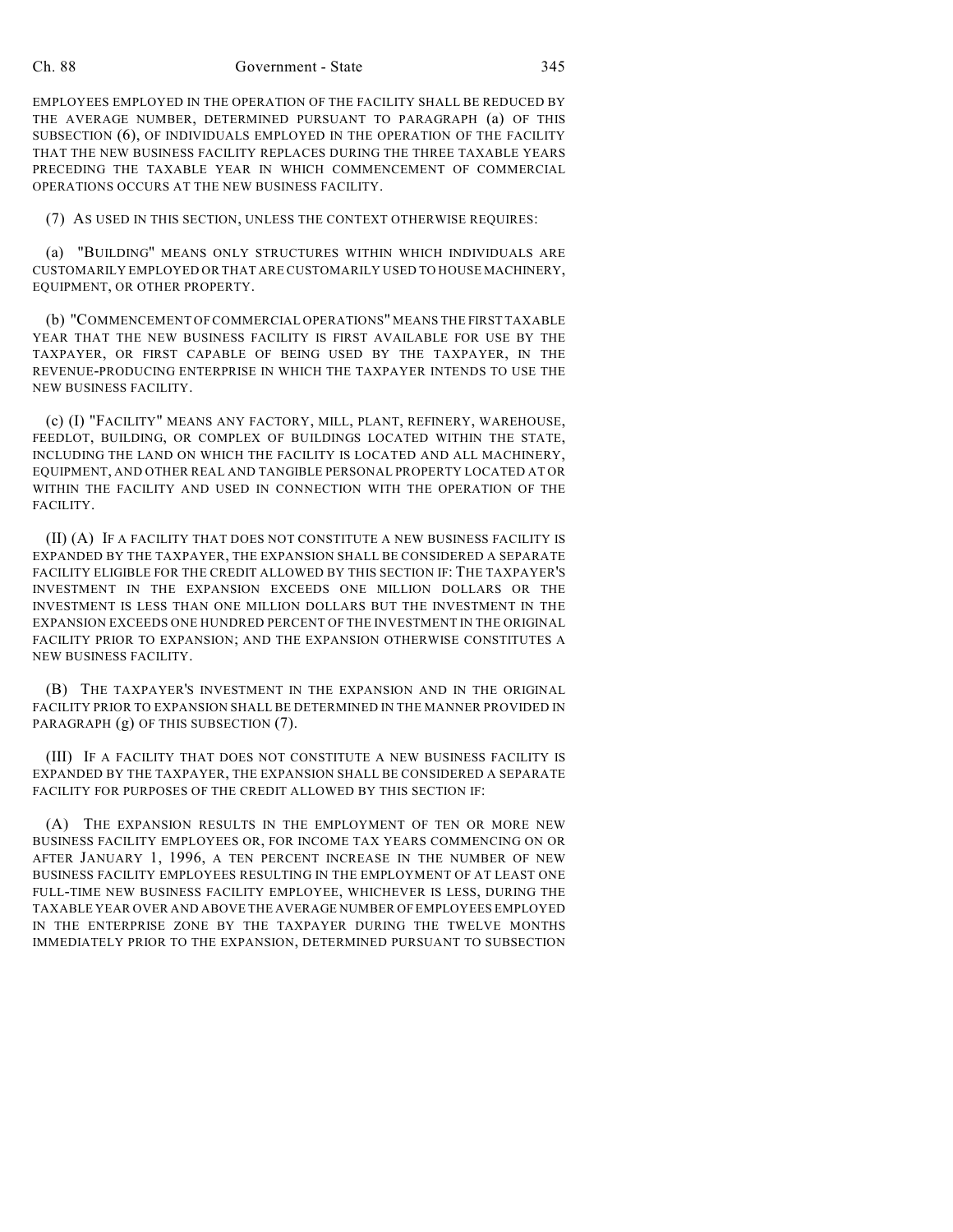EMPLOYEES EMPLOYED IN THE OPERATION OF THE FACILITY SHALL BE REDUCED BY THE AVERAGE NUMBER, DETERMINED PURSUANT TO PARAGRAPH (a) OF THIS SUBSECTION (6), OF INDIVIDUALS EMPLOYED IN THE OPERATION OF THE FACILITY THAT THE NEW BUSINESS FACILITY REPLACES DURING THE THREE TAXABLE YEARS PRECEDING THE TAXABLE YEAR IN WHICH COMMENCEMENT OF COMMERCIAL OPERATIONS OCCURS AT THE NEW BUSINESS FACILITY.

(7) AS USED IN THIS SECTION, UNLESS THE CONTEXT OTHERWISE REQUIRES:

(a) "BUILDING" MEANS ONLY STRUCTURES WITHIN WHICH INDIVIDUALS ARE CUSTOMARILY EMPLOYED OR THAT ARE CUSTOMARILY USED TO HOUSE MACHINERY, EQUIPMENT, OR OTHER PROPERTY.

(b) "COMMENCEMENT OF COMMERCIAL OPERATIONS" MEANS THE FIRST TAXABLE YEAR THAT THE NEW BUSINESS FACILITY IS FIRST AVAILABLE FOR USE BY THE TAXPAYER, OR FIRST CAPABLE OF BEING USED BY THE TAXPAYER, IN THE REVENUE-PRODUCING ENTERPRISE IN WHICH THE TAXPAYER INTENDS TO USE THE NEW BUSINESS FACILITY.

(c) (I) "FACILITY" MEANS ANY FACTORY, MILL, PLANT, REFINERY, WAREHOUSE, FEEDLOT, BUILDING, OR COMPLEX OF BUILDINGS LOCATED WITHIN THE STATE, INCLUDING THE LAND ON WHICH THE FACILITY IS LOCATED AND ALL MACHINERY, EQUIPMENT, AND OTHER REAL AND TANGIBLE PERSONAL PROPERTY LOCATED AT OR WITHIN THE FACILITY AND USED IN CONNECTION WITH THE OPERATION OF THE FACILITY.

(II) (A) IF A FACILITY THAT DOES NOT CONSTITUTE A NEW BUSINESS FACILITY IS EXPANDED BY THE TAXPAYER, THE EXPANSION SHALL BE CONSIDERED A SEPARATE FACILITY ELIGIBLE FOR THE CREDIT ALLOWED BY THIS SECTION IF: THE TAXPAYER'S INVESTMENT IN THE EXPANSION EXCEEDS ONE MILLION DOLLARS OR THE INVESTMENT IS LESS THAN ONE MILLION DOLLARS BUT THE INVESTMENT IN THE EXPANSION EXCEEDS ONE HUNDRED PERCENT OF THE INVESTMENT IN THE ORIGINAL FACILITY PRIOR TO EXPANSION; AND THE EXPANSION OTHERWISE CONSTITUTES A NEW BUSINESS FACILITY.

(B) THE TAXPAYER'S INVESTMENT IN THE EXPANSION AND IN THE ORIGINAL FACILITY PRIOR TO EXPANSION SHALL BE DETERMINED IN THE MANNER PROVIDED IN PARAGRAPH (g) OF THIS SUBSECTION (7).

(III) IF A FACILITY THAT DOES NOT CONSTITUTE A NEW BUSINESS FACILITY IS EXPANDED BY THE TAXPAYER, THE EXPANSION SHALL BE CONSIDERED A SEPARATE FACILITY FOR PURPOSES OF THE CREDIT ALLOWED BY THIS SECTION IF:

(A) THE EXPANSION RESULTS IN THE EMPLOYMENT OF TEN OR MORE NEW BUSINESS FACILITY EMPLOYEES OR, FOR INCOME TAX YEARS COMMENCING ON OR AFTER JANUARY 1, 1996, A TEN PERCENT INCREASE IN THE NUMBER OF NEW BUSINESS FACILITY EMPLOYEES RESULTING IN THE EMPLOYMENT OF AT LEAST ONE FULL-TIME NEW BUSINESS FACILITY EMPLOYEE, WHICHEVER IS LESS, DURING THE TAXABLE YEAR OVER AND ABOVE THE AVERAGE NUMBER OF EMPLOYEES EMPLOYED IN THE ENTERPRISE ZONE BY THE TAXPAYER DURING THE TWELVE MONTHS IMMEDIATELY PRIOR TO THE EXPANSION, DETERMINED PURSUANT TO SUBSECTION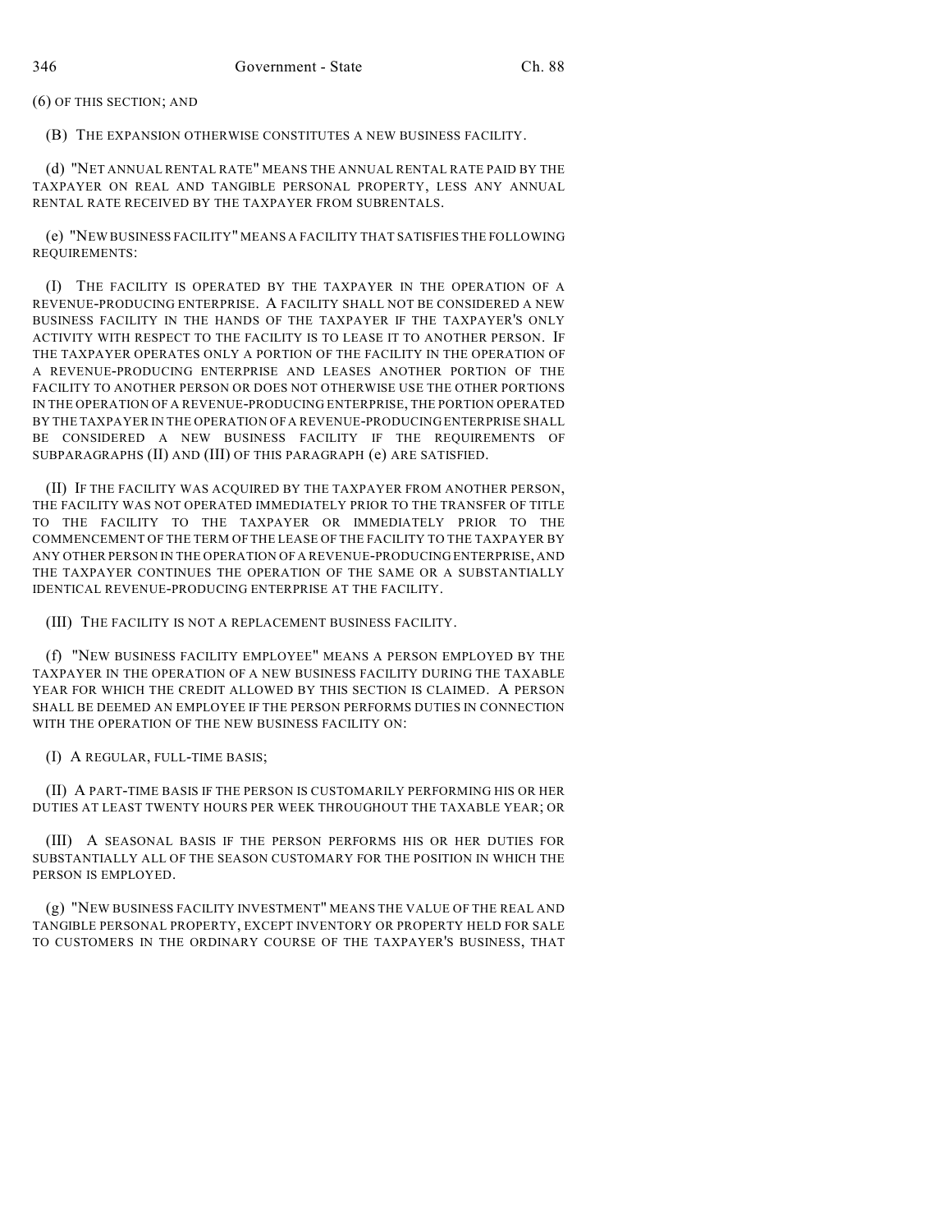(6) OF THIS SECTION; AND

(B) THE EXPANSION OTHERWISE CONSTITUTES A NEW BUSINESS FACILITY.

(d) "NET ANNUAL RENTAL RATE" MEANS THE ANNUAL RENTAL RATE PAID BY THE TAXPAYER ON REAL AND TANGIBLE PERSONAL PROPERTY, LESS ANY ANNUAL RENTAL RATE RECEIVED BY THE TAXPAYER FROM SUBRENTALS.

(e) "NEW BUSINESS FACILITY" MEANS A FACILITY THAT SATISFIES THE FOLLOWING REQUIREMENTS:

(I) THE FACILITY IS OPERATED BY THE TAXPAYER IN THE OPERATION OF A REVENUE-PRODUCING ENTERPRISE. A FACILITY SHALL NOT BE CONSIDERED A NEW BUSINESS FACILITY IN THE HANDS OF THE TAXPAYER IF THE TAXPAYER'S ONLY ACTIVITY WITH RESPECT TO THE FACILITY IS TO LEASE IT TO ANOTHER PERSON. IF THE TAXPAYER OPERATES ONLY A PORTION OF THE FACILITY IN THE OPERATION OF A REVENUE-PRODUCING ENTERPRISE AND LEASES ANOTHER PORTION OF THE FACILITY TO ANOTHER PERSON OR DOES NOT OTHERWISE USE THE OTHER PORTIONS IN THE OPERATION OF A REVENUE-PRODUCING ENTERPRISE, THE PORTION OPERATED BY THE TAXPAYER IN THE OPERATION OF A REVENUE-PRODUCING ENTERPRISE SHALL BE CONSIDERED A NEW BUSINESS FACILITY IF THE REQUIREMENTS OF SUBPARAGRAPHS (II) AND (III) OF THIS PARAGRAPH (e) ARE SATISFIED.

(II) IF THE FACILITY WAS ACQUIRED BY THE TAXPAYER FROM ANOTHER PERSON, THE FACILITY WAS NOT OPERATED IMMEDIATELY PRIOR TO THE TRANSFER OF TITLE TO THE FACILITY TO THE TAXPAYER OR IMMEDIATELY PRIOR TO THE COMMENCEMENT OF THE TERM OF THE LEASE OF THE FACILITY TO THE TAXPAYER BY ANY OTHER PERSON IN THE OPERATION OF A REVENUE-PRODUCING ENTERPRISE, AND THE TAXPAYER CONTINUES THE OPERATION OF THE SAME OR A SUBSTANTIALLY IDENTICAL REVENUE-PRODUCING ENTERPRISE AT THE FACILITY.

(III) THE FACILITY IS NOT A REPLACEMENT BUSINESS FACILITY.

(f) "NEW BUSINESS FACILITY EMPLOYEE" MEANS A PERSON EMPLOYED BY THE TAXPAYER IN THE OPERATION OF A NEW BUSINESS FACILITY DURING THE TAXABLE YEAR FOR WHICH THE CREDIT ALLOWED BY THIS SECTION IS CLAIMED. A PERSON SHALL BE DEEMED AN EMPLOYEE IF THE PERSON PERFORMS DUTIES IN CONNECTION WITH THE OPERATION OF THE NEW BUSINESS FACILITY ON:

(I) A REGULAR, FULL-TIME BASIS;

(II) A PART-TIME BASIS IF THE PERSON IS CUSTOMARILY PERFORMING HIS OR HER DUTIES AT LEAST TWENTY HOURS PER WEEK THROUGHOUT THE TAXABLE YEAR; OR

(III) A SEASONAL BASIS IF THE PERSON PERFORMS HIS OR HER DUTIES FOR SUBSTANTIALLY ALL OF THE SEASON CUSTOMARY FOR THE POSITION IN WHICH THE PERSON IS EMPLOYED.

(g) "NEW BUSINESS FACILITY INVESTMENT" MEANS THE VALUE OF THE REAL AND TANGIBLE PERSONAL PROPERTY, EXCEPT INVENTORY OR PROPERTY HELD FOR SALE TO CUSTOMERS IN THE ORDINARY COURSE OF THE TAXPAYER'S BUSINESS, THAT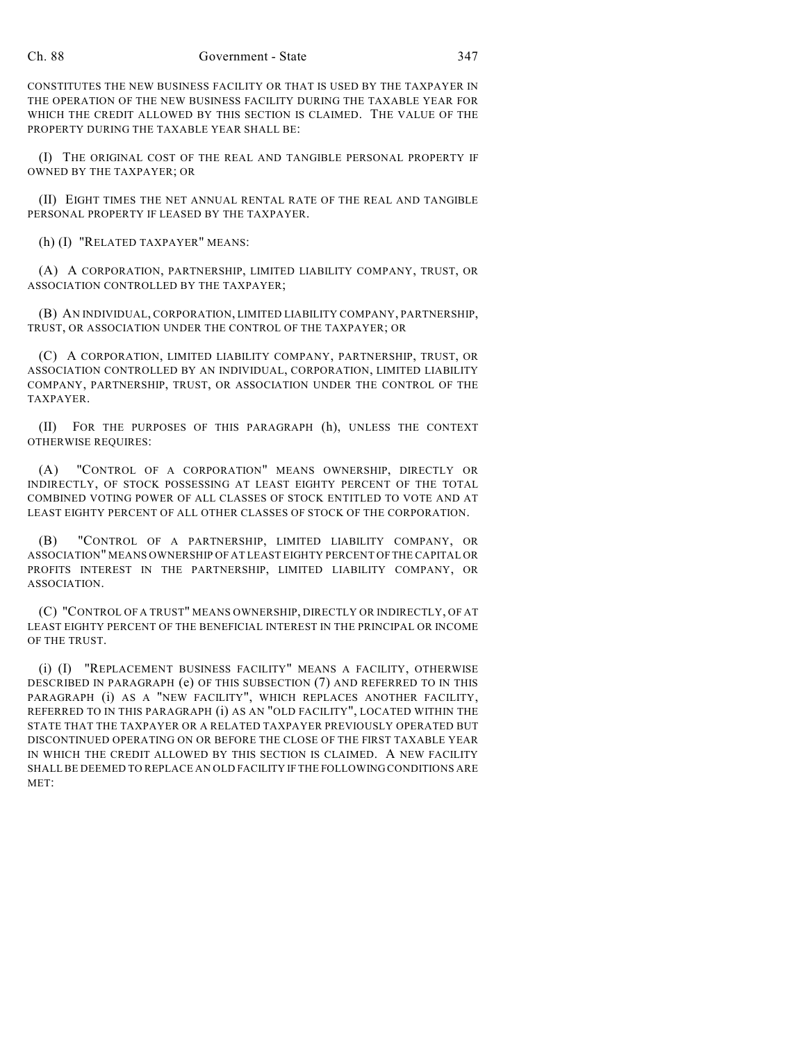CONSTITUTES THE NEW BUSINESS FACILITY OR THAT IS USED BY THE TAXPAYER IN THE OPERATION OF THE NEW BUSINESS FACILITY DURING THE TAXABLE YEAR FOR WHICH THE CREDIT ALLOWED BY THIS SECTION IS CLAIMED. THE VALUE OF THE PROPERTY DURING THE TAXABLE YEAR SHALL BE:

(I) THE ORIGINAL COST OF THE REAL AND TANGIBLE PERSONAL PROPERTY IF OWNED BY THE TAXPAYER; OR

(II) EIGHT TIMES THE NET ANNUAL RENTAL RATE OF THE REAL AND TANGIBLE PERSONAL PROPERTY IF LEASED BY THE TAXPAYER.

(h) (I) "RELATED TAXPAYER" MEANS:

(A) A CORPORATION, PARTNERSHIP, LIMITED LIABILITY COMPANY, TRUST, OR ASSOCIATION CONTROLLED BY THE TAXPAYER;

(B) AN INDIVIDUAL, CORPORATION, LIMITED LIABILITY COMPANY, PARTNERSHIP, TRUST, OR ASSOCIATION UNDER THE CONTROL OF THE TAXPAYER; OR

(C) A CORPORATION, LIMITED LIABILITY COMPANY, PARTNERSHIP, TRUST, OR ASSOCIATION CONTROLLED BY AN INDIVIDUAL, CORPORATION, LIMITED LIABILITY COMPANY, PARTNERSHIP, TRUST, OR ASSOCIATION UNDER THE CONTROL OF THE TAXPAYER.

(II) FOR THE PURPOSES OF THIS PARAGRAPH (h), UNLESS THE CONTEXT OTHERWISE REQUIRES:

(A) "CONTROL OF A CORPORATION" MEANS OWNERSHIP, DIRECTLY OR INDIRECTLY, OF STOCK POSSESSING AT LEAST EIGHTY PERCENT OF THE TOTAL COMBINED VOTING POWER OF ALL CLASSES OF STOCK ENTITLED TO VOTE AND AT LEAST EIGHTY PERCENT OF ALL OTHER CLASSES OF STOCK OF THE CORPORATION.

(B) "CONTROL OF A PARTNERSHIP, LIMITED LIABILITY COMPANY, OR ASSOCIATION" MEANS OWNERSHIP OF AT LEAST EIGHTY PERCENT OF THE CAPITAL OR PROFITS INTEREST IN THE PARTNERSHIP, LIMITED LIABILITY COMPANY, OR ASSOCIATION.

(C) "CONTROL OF A TRUST" MEANS OWNERSHIP, DIRECTLY OR INDIRECTLY, OF AT LEAST EIGHTY PERCENT OF THE BENEFICIAL INTEREST IN THE PRINCIPAL OR INCOME OF THE TRUST.

(i) (I) "REPLACEMENT BUSINESS FACILITY" MEANS A FACILITY, OTHERWISE DESCRIBED IN PARAGRAPH (e) OF THIS SUBSECTION (7) AND REFERRED TO IN THIS PARAGRAPH (i) AS A "NEW FACILITY", WHICH REPLACES ANOTHER FACILITY, REFERRED TO IN THIS PARAGRAPH (i) AS AN "OLD FACILITY", LOCATED WITHIN THE STATE THAT THE TAXPAYER OR A RELATED TAXPAYER PREVIOUSLY OPERATED BUT DISCONTINUED OPERATING ON OR BEFORE THE CLOSE OF THE FIRST TAXABLE YEAR IN WHICH THE CREDIT ALLOWED BY THIS SECTION IS CLAIMED. A NEW FACILITY SHALL BE DEEMED TO REPLACE AN OLD FACILITY IF THE FOLLOWING CONDITIONS ARE MET: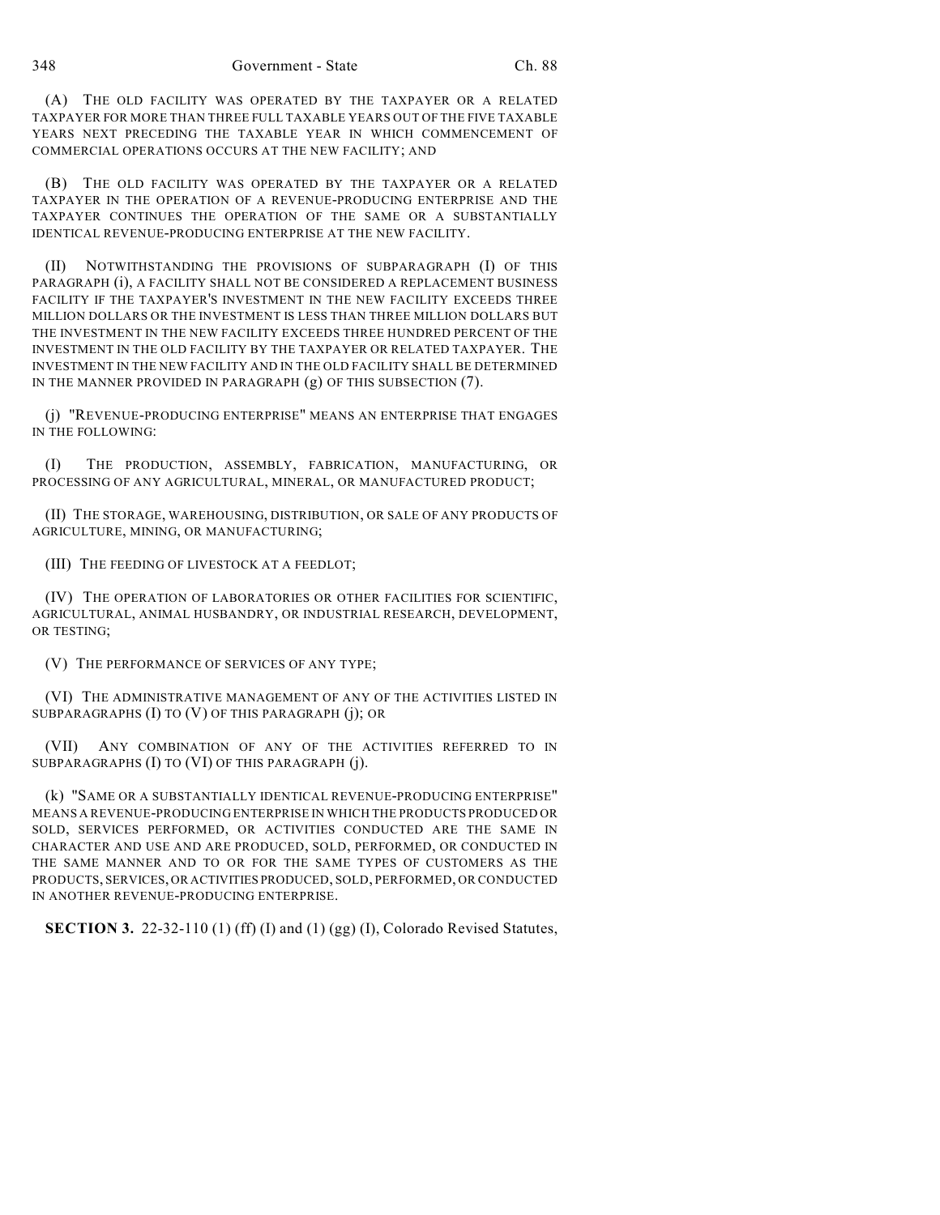(A) THE OLD FACILITY WAS OPERATED BY THE TAXPAYER OR A RELATED TAXPAYER FOR MORE THAN THREE FULL TAXABLE YEARS OUT OF THE FIVE TAXABLE YEARS NEXT PRECEDING THE TAXABLE YEAR IN WHICH COMMENCEMENT OF COMMERCIAL OPERATIONS OCCURS AT THE NEW FACILITY; AND

(B) THE OLD FACILITY WAS OPERATED BY THE TAXPAYER OR A RELATED TAXPAYER IN THE OPERATION OF A REVENUE-PRODUCING ENTERPRISE AND THE TAXPAYER CONTINUES THE OPERATION OF THE SAME OR A SUBSTANTIALLY IDENTICAL REVENUE-PRODUCING ENTERPRISE AT THE NEW FACILITY.

(II) NOTWITHSTANDING THE PROVISIONS OF SUBPARAGRAPH (I) OF THIS PARAGRAPH (i), A FACILITY SHALL NOT BE CONSIDERED A REPLACEMENT BUSINESS FACILITY IF THE TAXPAYER'S INVESTMENT IN THE NEW FACILITY EXCEEDS THREE MILLION DOLLARS OR THE INVESTMENT IS LESS THAN THREE MILLION DOLLARS BUT THE INVESTMENT IN THE NEW FACILITY EXCEEDS THREE HUNDRED PERCENT OF THE INVESTMENT IN THE OLD FACILITY BY THE TAXPAYER OR RELATED TAXPAYER. THE INVESTMENT IN THE NEW FACILITY AND IN THE OLD FACILITY SHALL BE DETERMINED IN THE MANNER PROVIDED IN PARAGRAPH (g) OF THIS SUBSECTION (7).

(j) "REVENUE-PRODUCING ENTERPRISE" MEANS AN ENTERPRISE THAT ENGAGES IN THE FOLLOWING:

(I) THE PRODUCTION, ASSEMBLY, FABRICATION, MANUFACTURING, OR PROCESSING OF ANY AGRICULTURAL, MINERAL, OR MANUFACTURED PRODUCT;

(II) THE STORAGE, WAREHOUSING, DISTRIBUTION, OR SALE OF ANY PRODUCTS OF AGRICULTURE, MINING, OR MANUFACTURING;

(III) THE FEEDING OF LIVESTOCK AT A FEEDLOT;

(IV) THE OPERATION OF LABORATORIES OR OTHER FACILITIES FOR SCIENTIFIC, AGRICULTURAL, ANIMAL HUSBANDRY, OR INDUSTRIAL RESEARCH, DEVELOPMENT, OR TESTING;

(V) THE PERFORMANCE OF SERVICES OF ANY TYPE;

(VI) THE ADMINISTRATIVE MANAGEMENT OF ANY OF THE ACTIVITIES LISTED IN SUBPARAGRAPHS (I) TO (V) OF THIS PARAGRAPH (j); OR

(VII) ANY COMBINATION OF ANY OF THE ACTIVITIES REFERRED TO IN SUBPARAGRAPHS (I) TO (VI) OF THIS PARAGRAPH (j).

(k) "SAME OR A SUBSTANTIALLY IDENTICAL REVENUE-PRODUCING ENTERPRISE" MEANS A REVENUE-PRODUCING ENTERPRISE IN WHICH THE PRODUCTS PRODUCED OR SOLD, SERVICES PERFORMED, OR ACTIVITIES CONDUCTED ARE THE SAME IN CHARACTER AND USE AND ARE PRODUCED, SOLD, PERFORMED, OR CONDUCTED IN THE SAME MANNER AND TO OR FOR THE SAME TYPES OF CUSTOMERS AS THE PRODUCTS, SERVICES, OR ACTIVITIES PRODUCED, SOLD, PERFORMED, OR CONDUCTED IN ANOTHER REVENUE-PRODUCING ENTERPRISE.

**SECTION 3.** 22-32-110 (1) (ff) (I) and (1) (gg) (I), Colorado Revised Statutes,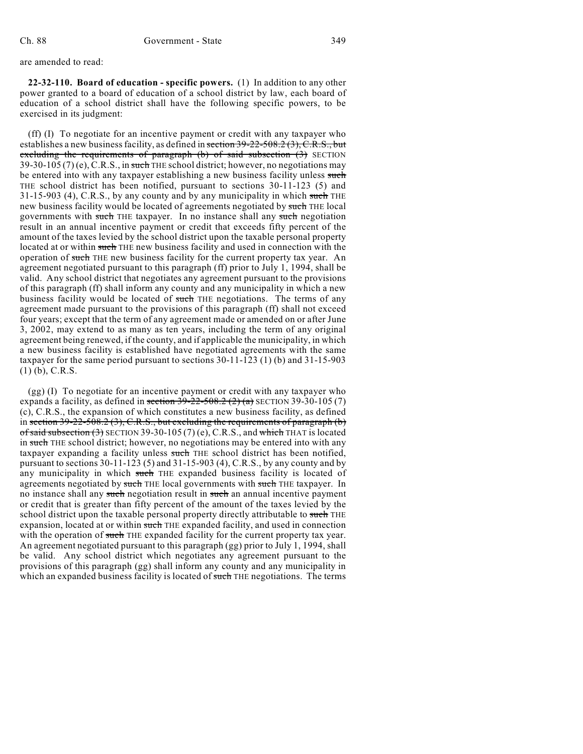are amended to read:

**22-32-110. Board of education - specific powers.** (1) In addition to any other power granted to a board of education of a school district by law, each board of education of a school district shall have the following specific powers, to be exercised in its judgment:

(ff) (I) To negotiate for an incentive payment or credit with any taxpayer who establishes a new business facility, as defined in ~~section 39-22-508.2 (3), C.R.S., but excluding the requirements of paragraph (b) of said subsection (3)~~ SECTION 39-30-105 (7) (e), C.R.S., in ~~such~~ THE school district; however, no negotiations may be entered into with any taxpayer establishing a new business facility unless ~~such~~ THE school district has been notified, pursuant to sections 30-11-123 (5) and 31-15-903 (4), C.R.S., by any county and by any municipality in which ~~such~~ THE new business facility would be located of agreements negotiated by ~~such~~ THE local governments with ~~such~~ THE taxpayer. In no instance shall any ~~such~~ negotiation result in an annual incentive payment or credit that exceeds fifty percent of the amount of the taxes levied by the school district upon the taxable personal property located at or within ~~such~~ THE new business facility and used in connection with the operation of ~~such~~ THE new business facility for the current property tax year. An agreement negotiated pursuant to this paragraph (ff) prior to July 1, 1994, shall be valid. Any school district that negotiates any agreement pursuant to the provisions of this paragraph (ff) shall inform any county and any municipality in which a new business facility would be located of ~~such~~ THE negotiations. The terms of any agreement made pursuant to the provisions of this paragraph (ff) shall not exceed four years; except that the term of any agreement made or amended on or after June 3, 2002, may extend to as many as ten years, including the term of any original agreement being renewed, if the county, and if applicable the municipality, in which a new business facility is established have negotiated agreements with the same taxpayer for the same period pursuant to sections 30-11-123 (1) (b) and 31-15-903 (1) (b), C.R.S.

(gg) (I) To negotiate for an incentive payment or credit with any taxpayer who expands a facility, as defined in ~~section 39-22-508.2 (2) (a)~~ SECTION 39-30-105 (7) (c), C.R.S., the expansion of which constitutes a new business facility, as defined in ~~section 39-22-508.2 (3), C.R.S., but excluding the requirements of paragraph (b) of said subsection (3)~~ SECTION 39-30-105 (7) (e), C.R.S., and ~~which~~ THAT is located in ~~such~~ THE school district; however, no negotiations may be entered into with any taxpayer expanding a facility unless ~~such~~ THE school district has been notified, pursuant to sections 30-11-123 (5) and 31-15-903 (4), C.R.S., by any county and by any municipality in which ~~such~~ THE expanded business facility is located of agreements negotiated by ~~such~~ THE local governments with ~~such~~ THE taxpayer. In no instance shall any ~~such~~ negotiation result in ~~such~~ an annual incentive payment or credit that is greater than fifty percent of the amount of the taxes levied by the school district upon the taxable personal property directly attributable to ~~such~~ THE expansion, located at or within ~~such~~ THE expanded facility, and used in connection with the operation of ~~such~~ THE expanded facility for the current property tax year. An agreement negotiated pursuant to this paragraph (gg) prior to July 1, 1994, shall be valid. Any school district which negotiates any agreement pursuant to the provisions of this paragraph (gg) shall inform any county and any municipality in which an expanded business facility is located of ~~such~~ THE negotiations. The terms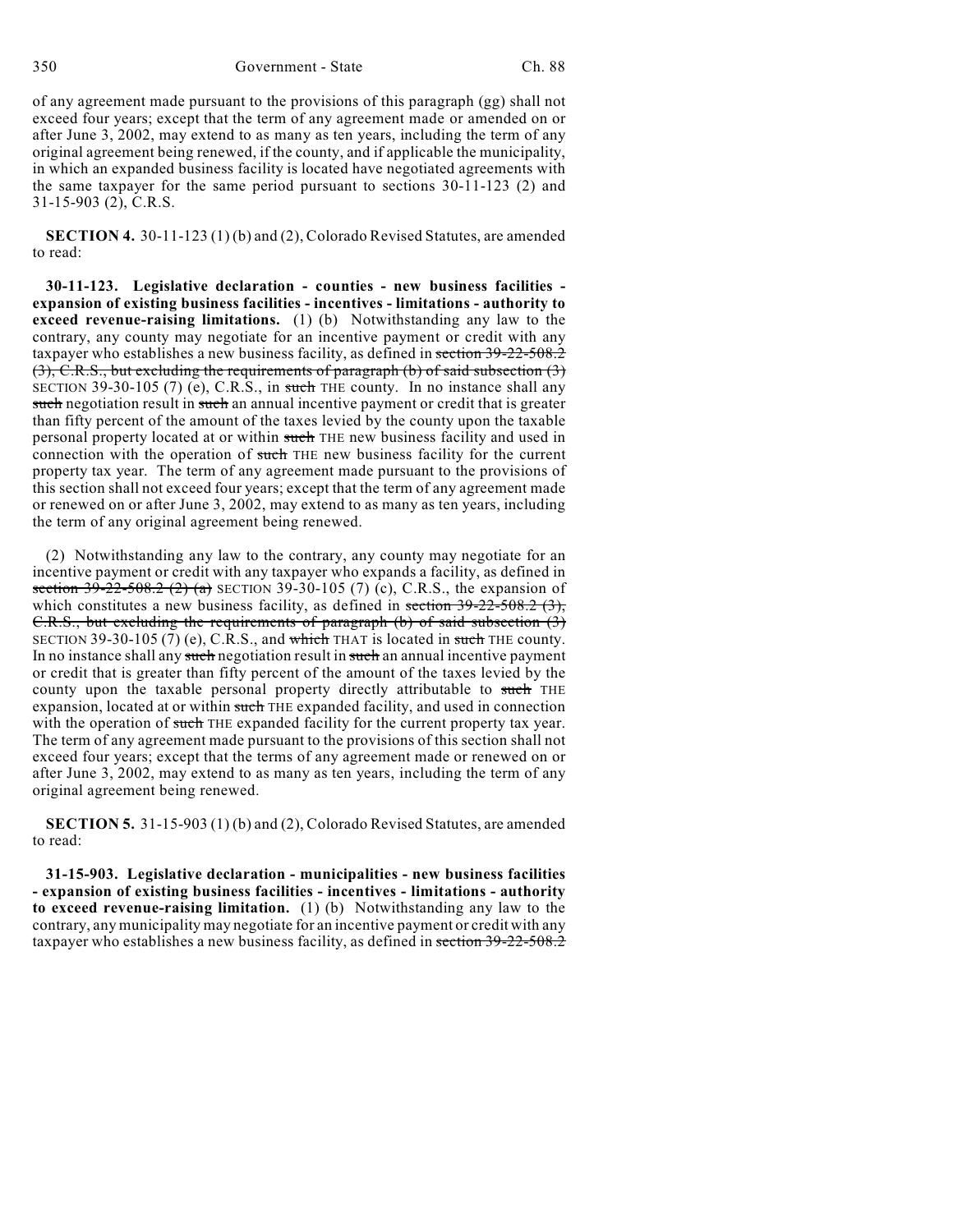of any agreement made pursuant to the provisions of this paragraph (gg) shall not exceed four years; except that the term of any agreement made or amended on or after June 3, 2002, may extend to as many as ten years, including the term of any original agreement being renewed, if the county, and if applicable the municipality, in which an expanded business facility is located have negotiated agreements with the same taxpayer for the same period pursuant to sections 30-11-123 (2) and 31-15-903 (2), C.R.S.

**SECTION 4.** 30-11-123 (1) (b) and (2), Colorado Revised Statutes, are amended to read:

**30-11-123. Legislative declaration - counties - new business facilities - expansion of existing business facilities - incentives - limitations - authority to exceed revenue-raising limitations.** (1) (b) Notwithstanding any law to the contrary, any county may negotiate for an incentive payment or credit with any taxpayer who establishes a new business facility, as defined in ~~section 39-22-508.2 (3), C.R.S., but excluding the requirements of paragraph (b) of said subsection (3)~~ SECTION 39-30-105 (7) (e), C.R.S., in ~~such~~ THE county. In no instance shall any ~~such~~ negotiation result in ~~such~~ an annual incentive payment or credit that is greater than fifty percent of the amount of the taxes levied by the county upon the taxable personal property located at or within ~~such~~ THE new business facility and used in connection with the operation of ~~such~~ THE new business facility for the current property tax year. The term of any agreement made pursuant to the provisions of this section shall not exceed four years; except that the term of any agreement made or renewed on or after June 3, 2002, may extend to as many as ten years, including the term of any original agreement being renewed.

(2) Notwithstanding any law to the contrary, any county may negotiate for an incentive payment or credit with any taxpayer who expands a facility, as defined in ~~section 39-22-508.2 (2) (a)~~ SECTION 39-30-105 (7) (c), C.R.S., the expansion of which constitutes a new business facility, as defined in ~~section 39-22-508.2 (3), C.R.S., but excluding the requirements of paragraph (b) of said subsection (3)~~ SECTION 39-30-105 (7) (e), C.R.S., and ~~which~~ THAT is located in ~~such~~ THE county. In no instance shall any ~~such~~ negotiation result in ~~such~~ an annual incentive payment or credit that is greater than fifty percent of the amount of the taxes levied by the county upon the taxable personal property directly attributable to ~~such~~ THE expansion, located at or within ~~such~~ THE expanded facility, and used in connection with the operation of ~~such~~ THE expanded facility for the current property tax year. The term of any agreement made pursuant to the provisions of this section shall not exceed four years; except that the terms of any agreement made or renewed on or after June 3, 2002, may extend to as many as ten years, including the term of any original agreement being renewed.

**SECTION 5.** 31-15-903 (1) (b) and (2), Colorado Revised Statutes, are amended to read:

**31-15-903. Legislative declaration - municipalities - new business facilities - expansion of existing business facilities - incentives - limitations - authority to exceed revenue-raising limitation.** (1) (b) Notwithstanding any law to the contrary, any municipality may negotiate for an incentive payment or credit with any taxpayer who establishes a new business facility, as defined in ~~section 39-22-508.2~~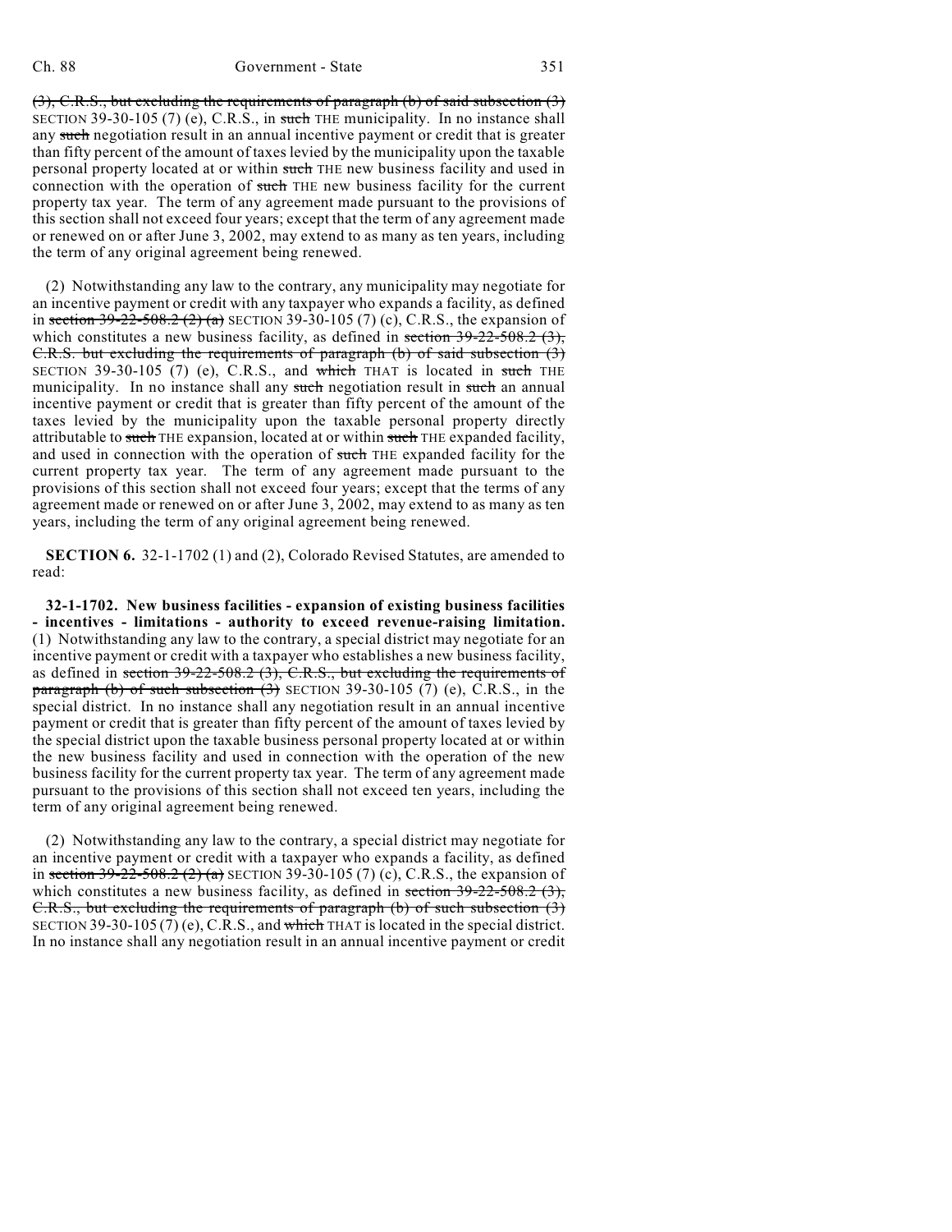(3), C.R.S., but excluding the requirements of paragraph (b) of said subsection (3) SECTION 39-30-105 (7) (e), C.R.S., in such THE municipality. In no instance shall any such negotiation result in an annual incentive payment or credit that is greater than fifty percent of the amount of taxes levied by the municipality upon the taxable personal property located at or within such THE new business facility and used in connection with the operation of such THE new business facility for the current property tax year. The term of any agreement made pursuant to the provisions of this section shall not exceed four years; except that the term of any agreement made or renewed on or after June 3, 2002, may extend to as many as ten years, including the term of any original agreement being renewed.

(2) Notwithstanding any law to the contrary, any municipality may negotiate for an incentive payment or credit with any taxpayer who expands a facility, as defined in section 39-22-508.2 (2) (a) SECTION 39-30-105 (7) (c), C.R.S., the expansion of which constitutes a new business facility, as defined in section 39-22-508.2 (3), C.R.S. but excluding the requirements of paragraph (b) of said subsection (3) SECTION 39-30-105 (7) (e), C.R.S., and which THAT is located in such THE municipality. In no instance shall any such negotiation result in such an annual incentive payment or credit that is greater than fifty percent of the amount of the taxes levied by the municipality upon the taxable personal property directly attributable to such THE expansion, located at or within such THE expanded facility, and used in connection with the operation of such THE expanded facility for the current property tax year. The term of any agreement made pursuant to the provisions of this section shall not exceed four years; except that the terms of any agreement made or renewed on or after June 3, 2002, may extend to as many as ten years, including the term of any original agreement being renewed.

**SECTION 6.** 32-1-1702 (1) and (2), Colorado Revised Statutes, are amended to read:

**32-1-1702. New business facilities - expansion of existing business facilities - incentives - limitations - authority to exceed revenue-raising limitation.** (1) Notwithstanding any law to the contrary, a special district may negotiate for an incentive payment or credit with a taxpayer who establishes a new business facility, as defined in section 39-22-508.2 (3), C.R.S., but excluding the requirements of paragraph (b) of such subsection (3) SECTION 39-30-105 (7) (e), C.R.S., in the special district. In no instance shall any negotiation result in an annual incentive payment or credit that is greater than fifty percent of the amount of taxes levied by the special district upon the taxable business personal property located at or within the new business facility and used in connection with the operation of the new business facility for the current property tax year. The term of any agreement made pursuant to the provisions of this section shall not exceed ten years, including the term of any original agreement being renewed.

(2) Notwithstanding any law to the contrary, a special district may negotiate for an incentive payment or credit with a taxpayer who expands a facility, as defined in section 39-22-508.2 (2) (a) SECTION 39-30-105 (7) (c), C.R.S., the expansion of which constitutes a new business facility, as defined in section 39-22-508.2 (3), C.R.S., but excluding the requirements of paragraph (b) of such subsection (3) SECTION 39-30-105 (7) (e), C.R.S., and which THAT is located in the special district. In no instance shall any negotiation result in an annual incentive payment or credit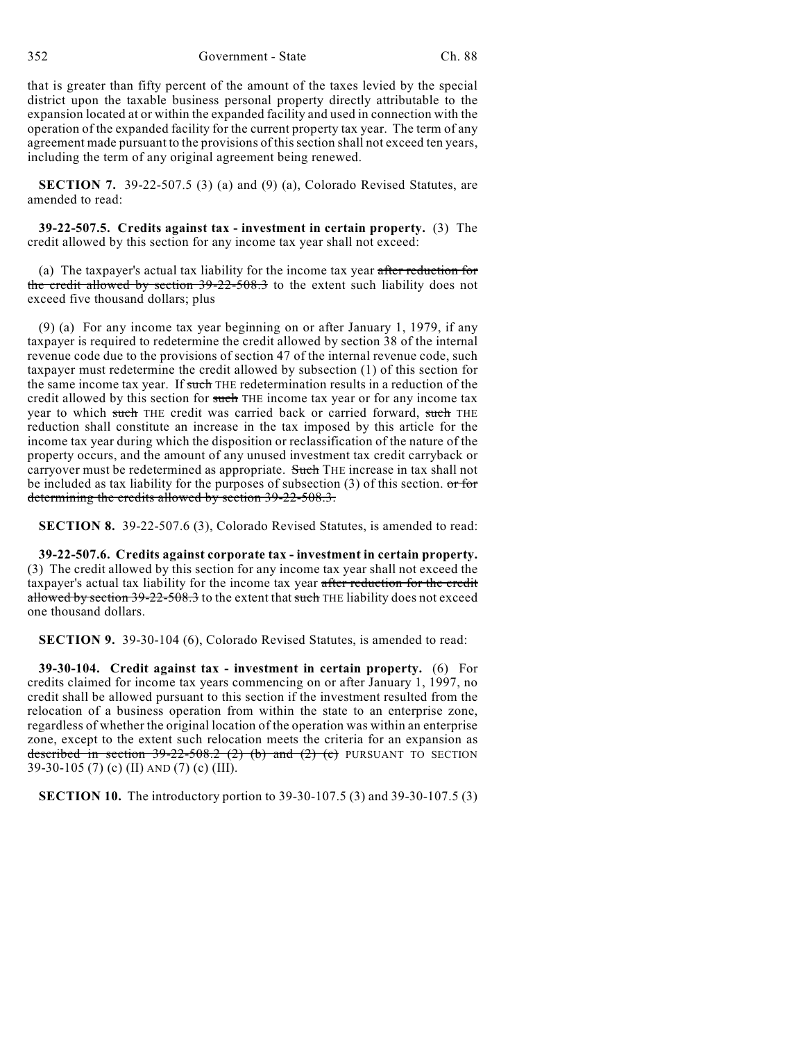that is greater than fifty percent of the amount of the taxes levied by the special district upon the taxable business personal property directly attributable to the expansion located at or within the expanded facility and used in connection with the operation of the expanded facility for the current property tax year. The term of any agreement made pursuant to the provisions of this section shall not exceed ten years, including the term of any original agreement being renewed.

**SECTION 7.** 39-22-507.5 (3) (a) and (9) (a), Colorado Revised Statutes, are amended to read:

**39-22-507.5. Credits against tax - investment in certain property.** (3) The credit allowed by this section for any income tax year shall not exceed:

(a) The taxpayer's actual tax liability for the income tax year ~~after reduction for the credit allowed by section 39-22-508.3~~ to the extent such liability does not exceed five thousand dollars; plus

(9) (a) For any income tax year beginning on or after January 1, 1979, if any taxpayer is required to redetermine the credit allowed by section 38 of the internal revenue code due to the provisions of section 47 of the internal revenue code, such taxpayer must redetermine the credit allowed by subsection (1) of this section for the same income tax year. If ~~such~~ THE redetermination results in a reduction of the credit allowed by this section for ~~such~~ THE income tax year or for any income tax year to which ~~such~~ THE credit was carried back or carried forward, ~~such~~ THE reduction shall constitute an increase in the tax imposed by this article for the income tax year during which the disposition or reclassification of the nature of the property occurs, and the amount of any unused investment tax credit carryback or carryover must be redetermined as appropriate. ~~Such~~ THE increase in tax shall not be included as tax liability for the purposes of subsection (3) of this section. ~~or for determining the credits allowed by section 39-22-508.3.~~

**SECTION 8.** 39-22-507.6 (3), Colorado Revised Statutes, is amended to read:

**39-22-507.6. Credits against corporate tax - investment in certain property.** (3) The credit allowed by this section for any income tax year shall not exceed the taxpayer's actual tax liability for the income tax year ~~after reduction for the credit allowed by section 39-22-508.3~~ to the extent that ~~such~~ THE liability does not exceed one thousand dollars.

**SECTION 9.** 39-30-104 (6), Colorado Revised Statutes, is amended to read:

**39-30-104. Credit against tax - investment in certain property.** (6) For credits claimed for income tax years commencing on or after January 1, 1997, no credit shall be allowed pursuant to this section if the investment resulted from the relocation of a business operation from within the state to an enterprise zone, regardless of whether the original location of the operation was within an enterprise zone, except to the extent such relocation meets the criteria for an expansion as ~~described in section 39-22-508.2 (2) (b) and (2) (c)~~ PURSUANT TO SECTION 39-30-105 (7) (c) (II) AND (7) (c) (III).

**SECTION 10.** The introductory portion to 39-30-107.5 (3) and 39-30-107.5 (3)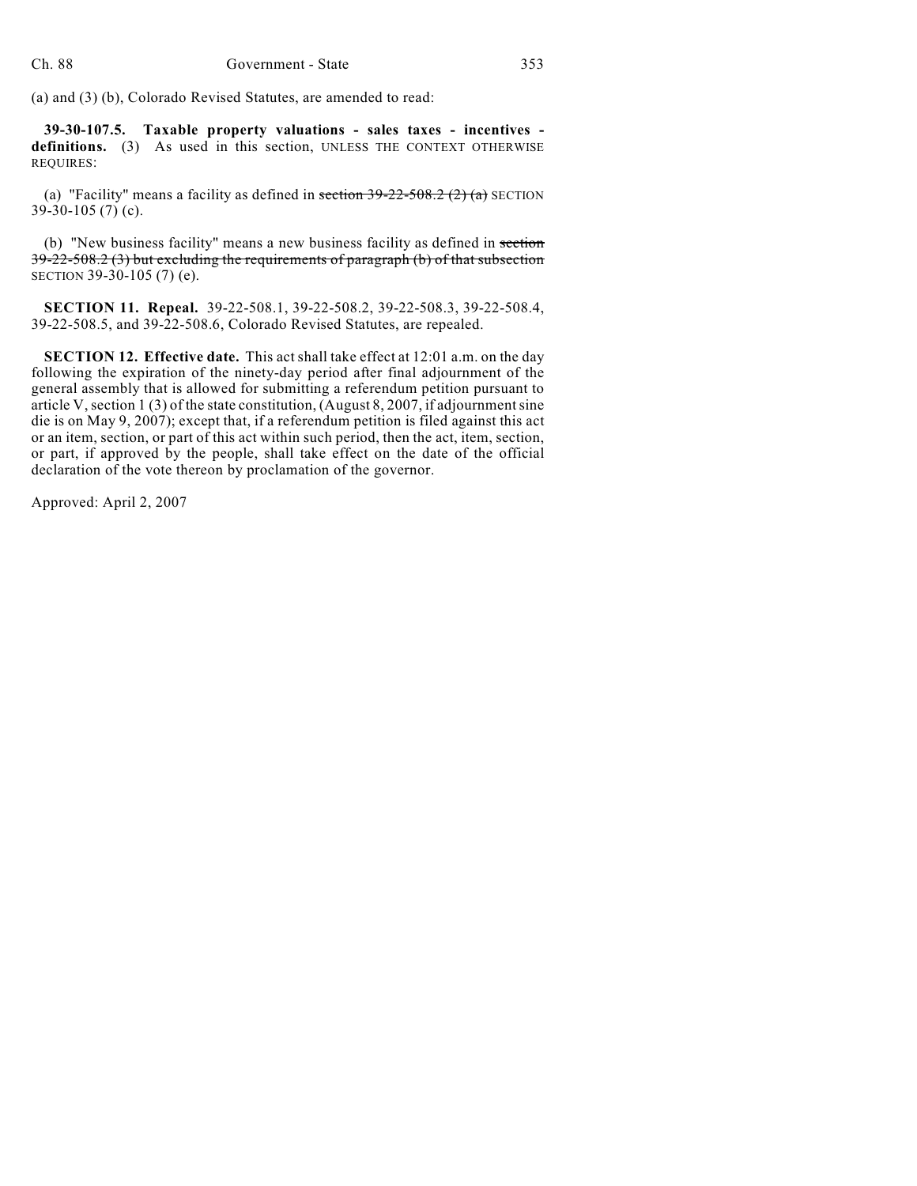(a) and (3) (b), Colorado Revised Statutes, are amended to read:

**39-30-107.5. Taxable property valuations - sales taxes - incentives - definitions.** (3) As used in this section, UNLESS THE CONTEXT OTHERWISE REQUIRES:

(a) "Facility" means a facility as defined in ~~section 39-22-508.2 (2) (a)~~ SECTION 39-30-105 (7) (c).

(b) "New business facility" means a new business facility as defined in ~~section 39-22-508.2 (3) but excluding the requirements of paragraph (b) of that subsection~~ SECTION 39-30-105 (7) (e).

**SECTION 11. Repeal.** 39-22-508.1, 39-22-508.2, 39-22-508.3, 39-22-508.4, 39-22-508.5, and 39-22-508.6, Colorado Revised Statutes, are repealed.

**SECTION 12. Effective date.** This act shall take effect at 12:01 a.m. on the day following the expiration of the ninety-day period after final adjournment of the general assembly that is allowed for submitting a referendum petition pursuant to article V, section 1 (3) of the state constitution, (August 8, 2007, if adjournment sine die is on May 9, 2007); except that, if a referendum petition is filed against this act or an item, section, or part of this act within such period, then the act, item, section, or part, if approved by the people, shall take effect on the date of the official declaration of the vote thereon by proclamation of the governor.

Approved: April 2, 2007